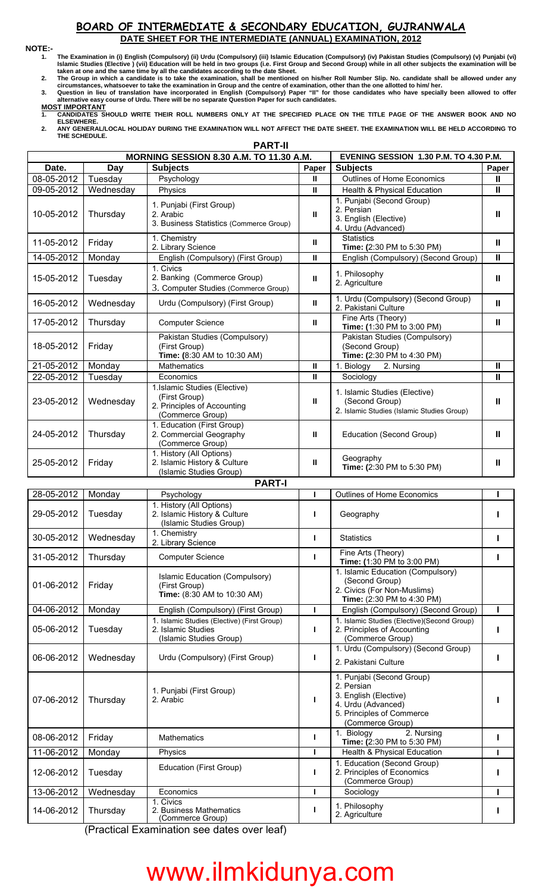# BOARD OF INTERMEDIATE & SECONDARY EDUCATION, GUJRANWALA

## DATE SHEET FOR THE INTERMEDIATE (ANNUAL) EXAMINATION, 2012

**NOTE:-**

1. The Examination in (i) English (Compulsory) (ii) Urdu (Compulsory) (iii) Islamic Education (Compulsory) (iv) Pakistan Studies (Compulsory) (v) Punjabi (vi) Islamic Studies (Elective ) (vii) Education will be held in two groups (i.e. First Group and Second Group) while in all other subjects the examination will be taken at one and the same time by all the candidates according to the date Sheet.
2. The Group in which a candidate is to take the examination, shall be mentioned on his/her Roll Number Slip. No. candidate shall be allowed under any circumstances, whatsoever to take the examination in Group and the centre of examination, other than the one allotted to him/ her.
3. Question in lieu of translation have incorporated in English (Compulsory) Paper "II" for those candidates who have specially been allowed to offer alternative easy course of Urdu. There will be no separate Question Paper for such candidates.

**MOST IMPORTANT**

1. **CANDIDATES SHOULD WRITE THEIR ROLL NUMBERS ONLY AT THE SPECIFIED PLACE ON THE TITLE PAGE OF THE ANSWER BOOK AND NO ELSEWHERE.**
2. **ANY GENERAL/LOCAL HOLIDAY DURING THE EXAMINATION WILL NOT AFFECT THE DATE SHEET. THE EXAMINATION WILL BE HELD ACCORDING TO THE SCHEDULE.**

### PART-II

| | | MORNING SESSION 8.30 A.M. TO 11.30 A.M. | | EVENING SESSION 1.30 P.M. TO 4.30 P.M. | |
|---|---|---|---|---|---|
| **Date.** | **Day** | **Subjects** | **Paper** | **Subjects** | **Paper** |
| 08-05-2012 | Tuesday | Psychology | II | Outlines of Home Economics | II |
| 09-05-2012 | Wednesday | Physics | II | Health & Physical Education | II |
| 10-05-2012 | Thursday | 1. Punjabi (First Group)<br>2. Arabic<br>3. Business Statistics (Commerce Group) | II | 1. Punjabi (Second Group)<br>2. Persian<br>3. English (Elective)<br>4. Urdu (Advanced) | II |
| 11-05-2012 | Friday | 1. Chemistry<br>2. Library Science | II | Statistics<br>**Time: (**2:30 PM to 5:30 PM) | II |
| 14-05-2012 | Monday | English (Compulsory) (First Group) | II | English (Compulsory) (Second Group) | II |
| 15-05-2012 | Tuesday | 1. Civics<br>2. Banking (Commerce Group)<br>3. Computer Studies (Commerce Group) | II | 1. Philosophy<br>2. Agriculture | II |
| 16-05-2012 | Wednesday | Urdu (Compulsory) (First Group) | II | 1. Urdu (Compulsory) (Second Group)<br>2. Pakistani Culture | II |
| 17-05-2012 | Thursday | Computer Science | II | Fine Arts (Theory)<br>**Time: (**1:30 PM to 3:00 PM) | II |
| 18-05-2012 | Friday | Pakistan Studies (Compulsory)<br>(First Group)<br>**Time: (**8:30 AM to 10:30 AM) | | Pakistan Studies (Compulsory)<br>(Second Group)<br>**Time: (**2:30 PM to 4:30 PM) | |
| 21-05-2012 | Monday | Mathematics | II | 1. Biology 2. Nursing | II |
| 22-05-2012 | Tuesday | Economics | II | Sociology | II |
| 23-05-2012 | Wednesday | 1.Islamic Studies (Elective)<br>(First Group)<br>2. Principles of Accounting<br>(Commerce Group) | II | 1. Islamic Studies (Elective)<br>(Second Group)<br>2. Islamic Studies (Islamic Studies Group) | II |
| 24-05-2012 | Thursday | 1. Education (First Group)<br>2. Commercial Geography<br>(Commerce Group) | II | Education (Second Group) | II |
| 25-05-2012 | Friday | 1. History (All Options)<br>2. Islamic History & Culture<br>(Islamic Studies Group) | II | Geography<br>**Time: (**2:30 PM to 5:30 PM) | II |

### PART-I

| Date. | Day | Subjects | Paper | Subjects | Paper |
|---|---|---|---|---|---|
| 28-05-2012 | Monday | Psychology | I | Outlines of Home Economics | I |
| 29-05-2012 | Tuesday | 1. History (All Options)<br>2. Islamic History & Culture<br>(Islamic Studies Group) | I | Geography | I |
| 30-05-2012 | Wednesday | 1. Chemistry<br>2. Library Science | I | Statistics | I |
| 31-05-2012 | Thursday | Computer Science | I | Fine Arts (Theory)<br>**Time: (**1:30 PM to 3:00 PM) | I |
| 01-06-2012 | Friday | Islamic Education (Compulsory)<br>(First Group)<br>**Time:** (8:30 AM to 10:30 AM) | | 1. Islamic Education (Compulsory)<br>(Second Group)<br>2. Civics (For Non-Muslims)<br>**Time:** (2:30 PM to 4:30 PM) | |
| 04-06-2012 | Monday | English (Compulsory) (First Group) | I | English (Compulsory) (Second Group) | I |
| 05-06-2012 | Tuesday | 1. Islamic Studies (Elective) (First Group)<br>2. Islamic Studies<br>(Islamic Studies Group) | I | 1. Islamic Studies (Elective)(Second Group)<br>2. Principles of Accounting<br>(Commerce Group) | I |
| 06-06-2012 | Wednesday | Urdu (Compulsory) (First Group) | I | 1. Urdu (Compulsory) (Second Group)<br>2. Pakistani Culture | I |
| 07-06-2012 | Thursday | 1. Punjabi (First Group)<br>2. Arabic | I | 1. Punjabi (Second Group)<br>2. Persian<br>3. English (Elective)<br>4. Urdu (Advanced)<br>5. Principles of Commerce<br>(Commerce Group) | I |
| 08-06-2012 | Friday | Mathematics | I | 1. Biology 2. Nursing<br>**Time: (**2:30 PM to 5:30 PM) | I |
| 11-06-2012 | Monday | Physics | I | Health & Physical Education | I |
| 12-06-2012 | Tuesday | Education (First Group) | I | 1. Education (Second Group)<br>2. Principles of Economics<br>(Commerce Group) | I |
| 13-06-2012 | Wednesday | Economics | I | Sociology | I |
| 14-06-2012 | Thursday | 1. Civics<br>2. Business Mathematics<br>(Commerce Group) | I | 1. Philosophy<br>2. Agriculture | I |

(Practical Examination see dates over leaf)

www.ilmkidunya.com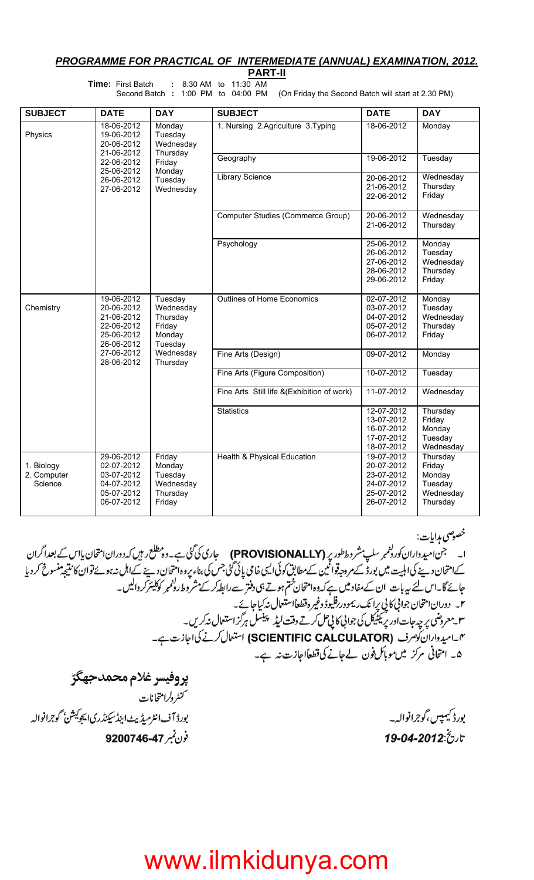## *PROGRAMME FOR PRACTICAL OF INTERMEDIATE (ANNUAL) EXAMINATION, 2012.*

**PART-II**

**Time:** First Batch : 8:30 AM to 11:30 AM
Second Batch : 1:00 PM to 04:00 PM (On Friday the Second Batch will start at 2.30 PM)

| SUBJECT | DATE | DAY | SUBJECT | DATE | DAY |
|---|---|---|---|---|---|
| Physics | 18-06-2012<br>19-06-2012<br>20-06-2012<br>21-06-2012<br>22-06-2012<br>25-06-2012<br>26-06-2012<br>27-06-2012 | Monday<br>Tuesday<br>Wednesday<br>Thursday<br>Friday<br>Monday<br>Tuesday<br>Wednesday | 1. Nursing 2.Agriculture 3.Typing | 18-06-2012 | Monday |
| | | | Geography | 19-06-2012 | Tuesday |
| | | | Library Science | 20-06-2012<br>21-06-2012<br>22-06-2012 | Wednesday<br>Thursday<br>Friday |
| | | | Computer Studies (Commerce Group) | 20-06-2012<br>21-06-2012 | Wednesday<br>Thursday |
| | | | Psychology | 25-06-2012<br>26-06-2012<br>27-06-2012<br>28-06-2012<br>29-06-2012 | Monday<br>Tuesday<br>Wednesday<br>Thursday<br>Friday |
| Chemistry | 19-06-2012<br>20-06-2012<br>21-06-2012<br>22-06-2012<br>25-06-2012<br>26-06-2012<br>27-06-2012<br>28-06-2012 | Tuesday<br>Wednesday<br>Thursday<br>Friday<br>Monday<br>Tuesday<br>Wednesday<br>Thursday | Outlines of Home Economics | 02-07-2012<br>03-07-2012<br>04-07-2012<br>05-07-2012<br>06-07-2012 | Monday<br>Tuesday<br>Wednesday<br>Thursday<br>Friday |
| | | | Fine Arts (Design) | 09-07-2012 | Monday |
| | | | Fine Arts (Figure Composition) | 10-07-2012 | Tuesday |
| | | | Fine Arts Still life &(Exhibition of work) | 11-07-2012 | Wednesday |
| | | | Statistics | 12-07-2012<br>13-07-2012<br>16-07-2012<br>17-07-2012<br>18-07-2012 | Thursday<br>Friday<br>Monday<br>Tuesday<br>Wednesday |
| 1. Biology<br>2. Computer Science | 29-06-2012<br>02-07-2012<br>03-07-2012<br>04-07-2012<br>05-07-2012<br>06-07-2012 | Friday<br>Monday<br>Tuesday<br>Wednesday<br>Thursday<br>Friday | Health & Physical Education | 19-07-2012<br>20-07-2012<br>23-07-2012<br>24-07-2012<br>25-07-2012<br>26-07-2012 | Thursday<br>Friday<br>Monday<br>Tuesday<br>Wednesday<br>Thursday |

خصوصی ہدایات:

۱۔ جن امیدواران کو رولنمبر سلپ مشروط طور پر **(PROVISIONALLY)** جاری کی گئی ہے۔ وہ مطلع رہیں کہ دوران امتحان یا اس کے بعد اگر ان کے امتحان دینے کی اہلیت میں بورڈ کے مروجہ قوانین کے مطابق کوئی ایسی خامی پائی گئی جس کی بناء پر وہ امتحان دینے کے اہل نہ ہوئے تو ان کا نتیجہ منسوخ کر دیا جائے گا۔ اس لئے یہ بات ان کے مفاد میں ہے کہ وہ امتحان ختم ہوتے ہی دفتر سے رابطہ کر کے مشروط رولنمبر کو کلیئر کروالیں۔

۲۔ دوران امتحان جوابی کاپی پر انک ریموور فلیوڈ وغیرہ قطعاً استعمال نہ کیا جائے۔

۳۔ معروضی پرچہ جات اور پریکٹیکل کی جوابی کاپی حل کرتے وقت لیڈ پینسل ہر گز استعمال نہ کریں۔

۴۔ امیدواران کو صرف **(SCIENTIFIC CALCULATOR)** استعمال کرنے کی اجازت ہے۔

۵۔ امتحانی مرکز میں موبائل فون لے جانے کی قطعاً اجازت نہ ہے۔

**پروفیسر غلام محمد جھگڑ**
کنٹرولر امتحانات
بورڈ آف انٹرمیڈیٹ اینڈ سیکنڈری ایجوکیشن، گوجرانوالہ
فون نمبر 9200746-47

بورڈ کیمپس، گوجرانوالہ۔
تاریخ: *19-04-2012*

www.ilmkidunya.com